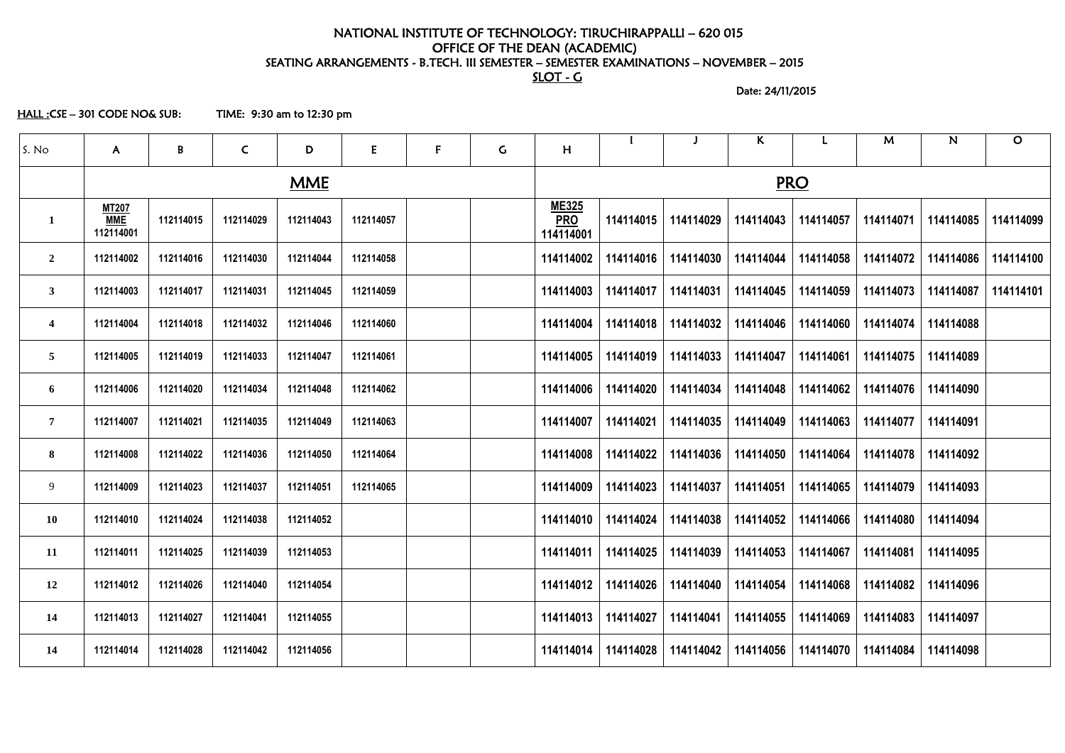# NATIONAL INSTITUTE OF TECHNOLOGY: TIRUCHIRAPPALLI – 620 015

## OFFICE OF THE DEAN (ACADEMIC)

### SEATING ARRANGEMENTS - B.TECH. III SEMESTER – SEMESTER EXAMINATIONS – NOVEMBER – 2015

### SLOT - G

Date: 24/11/2015

HALL :CSE – 301 CODE NO& SUB: TIME: 9:30 am to 12:30 pm

| S. No | A | B | C | D | E | F | G | H | I | J | K | L | M | N | O |
|---|---|---|---|---|---|---|---|---|---|---|---|---|---|---|---|
| | MME | | | | | | | PRO | | | | | | | |
| 1 | MT207 MME 112114001 | 112114015 | 112114029 | 112114043 | 112114057 | | | ME325 PRO 114114001 | 114114015 | 114114029 | 114114043 | 114114057 | 114114071 | 114114085 | 114114099 |
| 2 | 112114002 | 112114016 | 112114030 | 112114044 | 112114058 | | | 114114002 | 114114016 | 114114030 | 114114044 | 114114058 | 114114072 | 114114086 | 114114100 |
| 3 | 112114003 | 112114017 | 112114031 | 112114045 | 112114059 | | | 114114003 | 114114017 | 114114031 | 114114045 | 114114059 | 114114073 | 114114087 | 114114101 |
| 4 | 112114004 | 112114018 | 112114032 | 112114046 | 112114060 | | | 114114004 | 114114018 | 114114032 | 114114046 | 114114060 | 114114074 | 114114088 | |
| 5 | 112114005 | 112114019 | 112114033 | 112114047 | 112114061 | | | 114114005 | 114114019 | 114114033 | 114114047 | 114114061 | 114114075 | 114114089 | |
| 6 | 112114006 | 112114020 | 112114034 | 112114048 | 112114062 | | | 114114006 | 114114020 | 114114034 | 114114048 | 114114062 | 114114076 | 114114090 | |
| 7 | 112114007 | 112114021 | 112114035 | 112114049 | 112114063 | | | 114114007 | 114114021 | 114114035 | 114114049 | 114114063 | 114114077 | 114114091 | |
| 8 | 112114008 | 112114022 | 112114036 | 112114050 | 112114064 | | | 114114008 | 114114022 | 114114036 | 114114050 | 114114064 | 114114078 | 114114092 | |
| 9 | 112114009 | 112114023 | 112114037 | 112114051 | 112114065 | | | 114114009 | 114114023 | 114114037 | 114114051 | 114114065 | 114114079 | 114114093 | |
| 10 | 112114010 | 112114024 | 112114038 | 112114052 | | | | 114114010 | 114114024 | 114114038 | 114114052 | 114114066 | 114114080 | 114114094 | |
| 11 | 112114011 | 112114025 | 112114039 | 112114053 | | | | 114114011 | 114114025 | 114114039 | 114114053 | 114114067 | 114114081 | 114114095 | |
| 12 | 112114012 | 112114026 | 112114040 | 112114054 | | | | 114114012 | 114114026 | 114114040 | 114114054 | 114114068 | 114114082 | 114114096 | |
| 14 | 112114013 | 112114027 | 112114041 | 112114055 | | | | 114114013 | 114114027 | 114114041 | 114114055 | 114114069 | 114114083 | 114114097 | |
| 14 | 112114014 | 112114028 | 112114042 | 112114056 | | | | 114114014 | 114114028 | 114114042 | 114114056 | 114114070 | 114114084 | 114114098 | |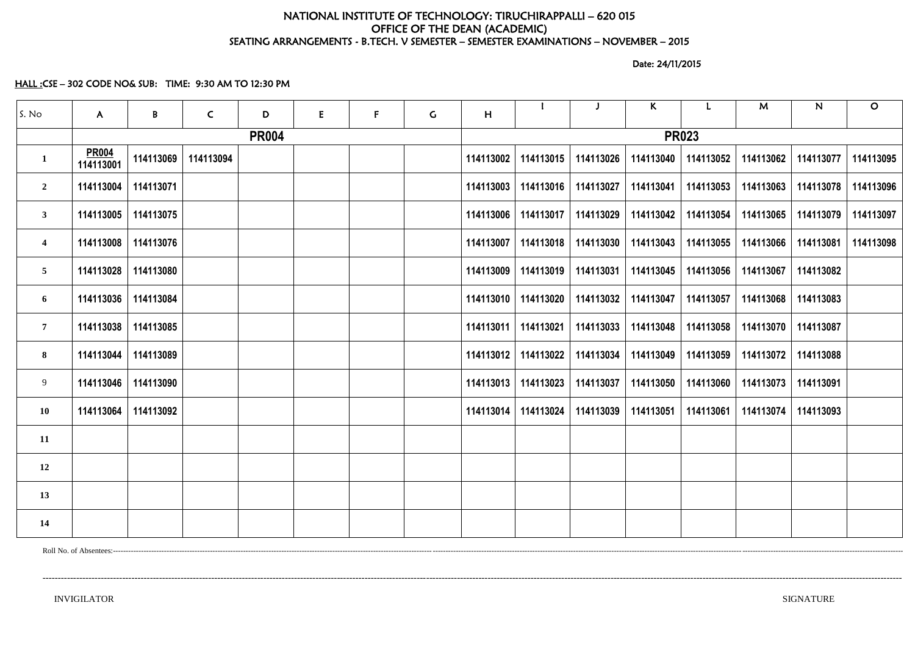NATIONAL INSTITUTE OF TECHNOLOGY: TIRUCHIRAPPALLI – 620 015
OFFICE OF THE DEAN (ACADEMIC)
SEATING ARRANGEMENTS - B.TECH. V SEMESTER – SEMESTER EXAMINATIONS – NOVEMBER – 2015

Date: 24/11/2015

HALL :CSE – 302 CODE NO& SUB: TIME: 9:30 AM TO 12:30 PM

| S. No | A | B | C | D | E | F | G | H | I | J | K | L | M | N | O |
|---|---|---|---|---|---|---|---|---|---|---|---|---|---|---|---|
| | PR004 | | | | | | | PR023 | | | | | | | |
| 1 | PR004 114113001 | 114113069 | 114113094 | | | | | 114113002 | 114113015 | 114113026 | 114113040 | 114113052 | 114113062 | 114113077 | 114113095 |
| 2 | 114113004 | 114113071 | | | | | | 114113003 | 114113016 | 114113027 | 114113041 | 114113053 | 114113063 | 114113078 | 114113096 |
| 3 | 114113005 | 114113075 | | | | | | 114113006 | 114113017 | 114113029 | 114113042 | 114113054 | 114113065 | 114113079 | 114113097 |
| 4 | 114113008 | 114113076 | | | | | | 114113007 | 114113018 | 114113030 | 114113043 | 114113055 | 114113066 | 114113081 | 114113098 |
| 5 | 114113028 | 114113080 | | | | | | 114113009 | 114113019 | 114113031 | 114113045 | 114113056 | 114113067 | 114113082 | |
| 6 | 114113036 | 114113084 | | | | | | 114113010 | 114113020 | 114113032 | 114113047 | 114113057 | 114113068 | 114113083 | |
| 7 | 114113038 | 114113085 | | | | | | 114113011 | 114113021 | 114113033 | 114113048 | 114113058 | 114113070 | 114113087 | |
| 8 | 114113044 | 114113089 | | | | | | 114113012 | 114113022 | 114113034 | 114113049 | 114113059 | 114113072 | 114113088 | |
| 9 | 114113046 | 114113090 | | | | | | 114113013 | 114113023 | 114113037 | 114113050 | 114113060 | 114113073 | 114113091 | |
| 10 | 114113064 | 114113092 | | | | | | 114113014 | 114113024 | 114113039 | 114113051 | 114113061 | 114113074 | 114113093 | |
| 11 | | | | | | | | | | | | | | | |
| 12 | | | | | | | | | | | | | | | |
| 13 | | | | | | | | | | | | | | | |
| 14 | | | | | | | | | | | | | | | |

Roll No. of Absentees:----------------------------------------------------------------------------------------------------

----------------------------------------------------------------------------------------------------

INVIGILATOR SIGNATURE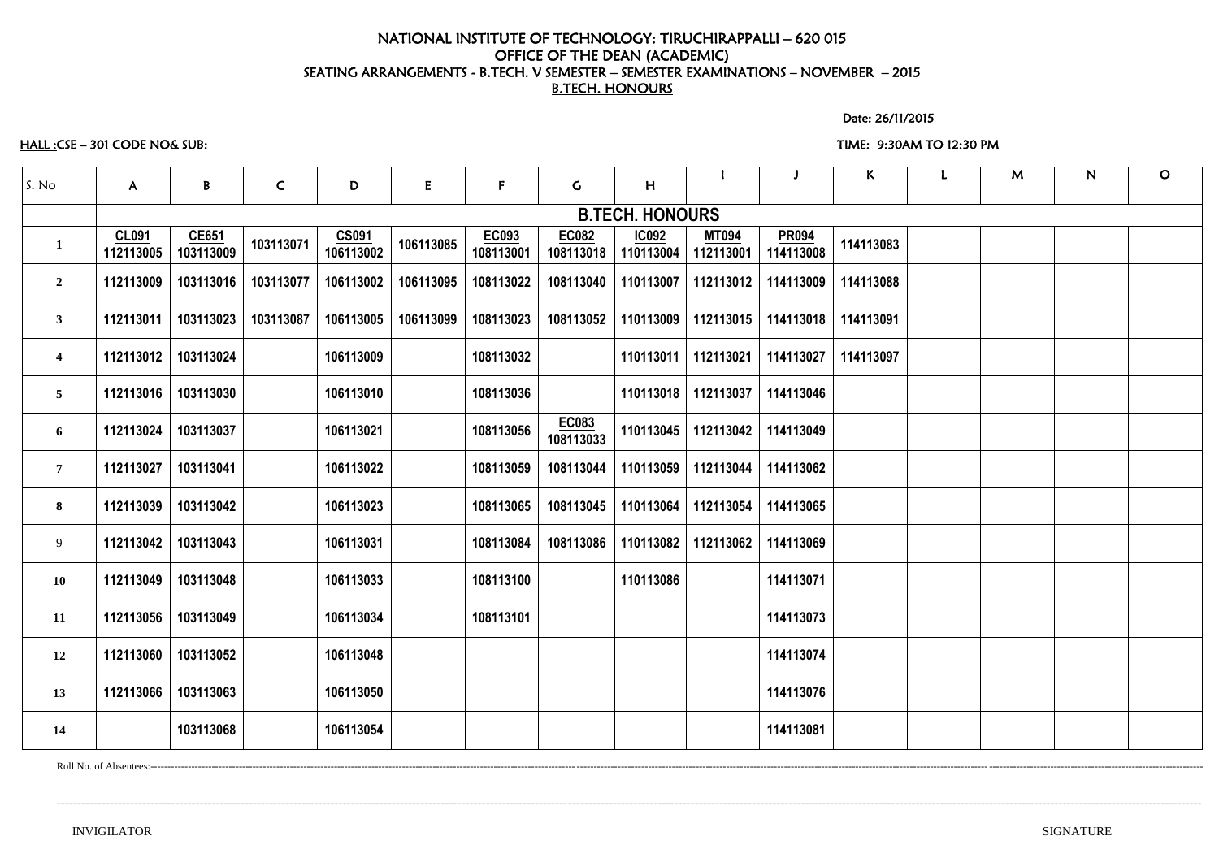# NATIONAL INSTITUTE OF TECHNOLOGY: TIRUCHIRAPPALLI – 620 015
## OFFICE OF THE DEAN (ACADEMIC)
### SEATING ARRANGEMENTS - B.TECH. V SEMESTER – SEMESTER EXAMINATIONS – NOVEMBER – 2015
### B.TECH. HONOURS

Date: 26/11/2015

HALL :CSE – 301 CODE NO& SUB:

TIME: 9:30AM TO 12:30 PM

| S. No | A | B | C | D | E | F | G | H | I | J | K | L | M | N | O |
|---|---|---|---|---|---|---|---|---|---|---|---|---|---|---|---|
| | B.TECH. HONOURS | | | | | | | | | | | | | | |
| 1 | CL091 112113005 | CE651 103113009 | 103113071 | CS091 106113002 | 106113085 | EC093 108113001 | EC082 108113018 | IC092 110113004 | MT094 112113001 | PR094 114113008 | 114113083 | | | | |
| 2 | 112113009 | 103113016 | 103113077 | 106113002 | 106113095 | 108113022 | 108113040 | 110113007 | 112113012 | 114113009 | 114113088 | | | | |
| 3 | 112113011 | 103113023 | 103113087 | 106113005 | 106113099 | 108113023 | 108113052 | 110113009 | 112113015 | 114113018 | 114113091 | | | | |
| 4 | 112113012 | 103113024 | | 106113009 | | 108113032 | | 110113011 | 112113021 | 114113027 | 114113097 | | | | |
| 5 | 112113016 | 103113030 | | 106113010 | | 108113036 | | 110113018 | 112113037 | 114113046 | | | | | |
| 6 | 112113024 | 103113037 | | 106113021 | | 108113056 | EC083 108113033 | 110113045 | 112113042 | 114113049 | | | | | |
| 7 | 112113027 | 103113041 | | 106113022 | | 108113059 | 108113044 | 110113059 | 112113044 | 114113062 | | | | | |
| 8 | 112113039 | 103113042 | | 106113023 | | 108113065 | 108113045 | 110113064 | 112113054 | 114113065 | | | | | |
| 9 | 112113042 | 103113043 | | 106113031 | | 108113084 | 108113086 | 110113082 | 112113062 | 114113069 | | | | | |
| 10 | 112113049 | 103113048 | | 106113033 | | 108113100 | | 110113086 | | 114113071 | | | | | |
| 11 | 112113056 | 103113049 | | 106113034 | | 108113101 | | | | 114113073 | | | | | |
| 12 | 112113060 | 103113052 | | 106113048 | | | | | | 114113074 | | | | | |
| 13 | 112113066 | 103113063 | | 106113050 | | | | | | 114113076 | | | | | |
| 14 | | 103113068 | | 106113054 | | | | | | 114113081 | | | | | |

Roll No. of Absentees:---------------------------------------------------------------------------------------------------------------------------------------------------------------------------------------------------

---------------------------------------------------------------------------------------------------------------------------------------------------------------------------------------------------

INVIGILATOR SIGNATURE